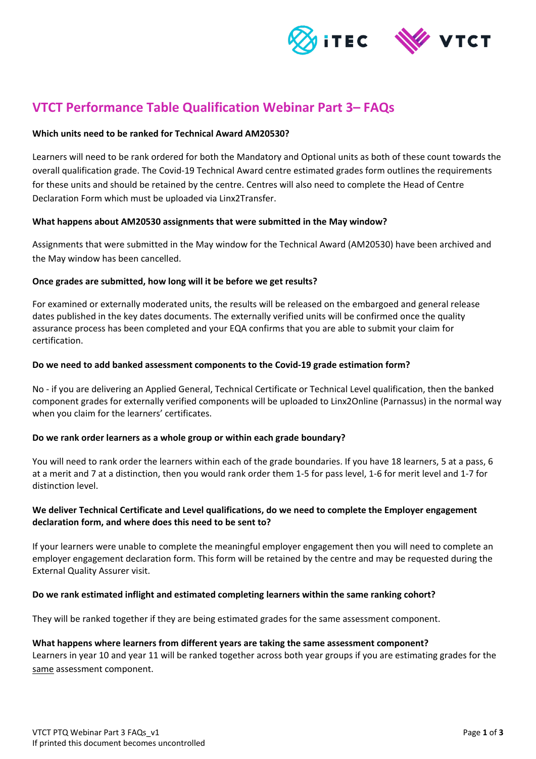# VTCT Performance Table Qualification Webinar Part 3– FAQs

**Which units need to be ranked for Technical Award AM20530?**

Learners will need to be rank ordered for both the Mandatory and Optional units as both of these count towards the overall qualification grade. The Covid-19 Technical Award centre estimated grades form outlines the requirements for these units and should be retained by the centre. Centres will also need to complete the Head of Centre Declaration Form which must be uploaded via Linx2Transfer.

**What happens about AM20530 assignments that were submitted in the May window?**

Assignments that were submitted in the May window for the Technical Award (AM20530) have been archived and the May window has been cancelled.

**Once grades are submitted, how long will it be before we get results?**

For examined or externally moderated units, the results will be released on the embargoed and general release dates published in the key dates documents. The externally verified units will be confirmed once the quality assurance process has been completed and your EQA confirms that you are able to submit your claim for certification.

**Do we need to add banked assessment components to the Covid-19 grade estimation form?**

No - if you are delivering an Applied General, Technical Certificate or Technical Level qualification, then the banked component grades for externally verified components will be uploaded to Linx2Online (Parnassus) in the normal way when you claim for the learners' certificates.

**Do we rank order learners as a whole group or within each grade boundary?**

You will need to rank order the learners within each of the grade boundaries. If you have 18 learners, 5 at a pass, 6 at a merit and 7 at a distinction, then you would rank order them 1-5 for pass level, 1-6 for merit level and 1-7 for distinction level.

**We deliver Technical Certificate and Level qualifications, do we need to complete the Employer engagement declaration form, and where does this need to be sent to?**

If your learners were unable to complete the meaningful employer engagement then you will need to complete an employer engagement declaration form. This form will be retained by the centre and may be requested during the External Quality Assurer visit.

**Do we rank estimated inflight and estimated completing learners within the same ranking cohort?**

They will be ranked together if they are being estimated grades for the same assessment component.

**What happens where learners from different years are taking the same assessment component?**

Learners in year 10 and year 11 will be ranked together across both year groups if you are estimating grades for the same assessment component.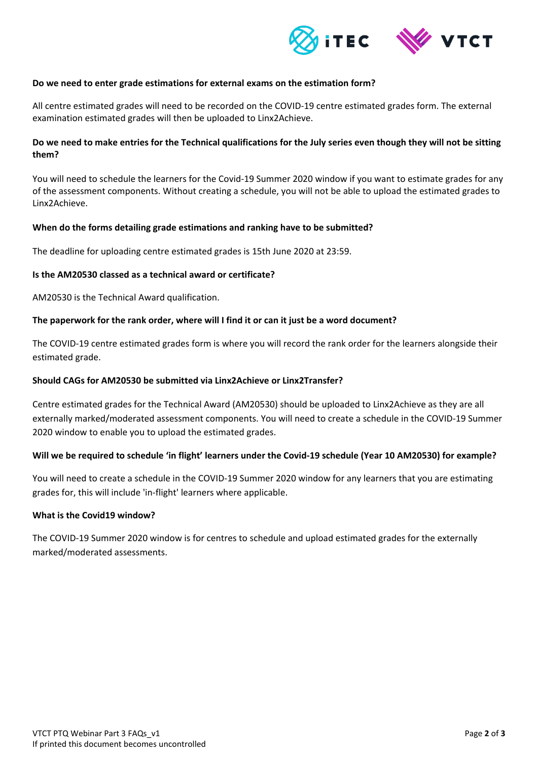**Do we need to enter grade estimations for external exams on the estimation form?**

All centre estimated grades will need to be recorded on the COVID-19 centre estimated grades form. The external examination estimated grades will then be uploaded to Linx2Achieve.

**Do we need to make entries for the Technical qualifications for the July series even though they will not be sitting them?**

You will need to schedule the learners for the Covid-19 Summer 2020 window if you want to estimate grades for any of the assessment components. Without creating a schedule, you will not be able to upload the estimated grades to Linx2Achieve.

**When do the forms detailing grade estimations and ranking have to be submitted?**

The deadline for uploading centre estimated grades is 15th June 2020 at 23:59.

**Is the AM20530 classed as a technical award or certificate?**

AM20530 is the Technical Award qualification.

**The paperwork for the rank order, where will I find it or can it just be a word document?**

The COVID-19 centre estimated grades form is where you will record the rank order for the learners alongside their estimated grade.

**Should CAGs for AM20530 be submitted via Linx2Achieve or Linx2Transfer?**

Centre estimated grades for the Technical Award (AM20530) should be uploaded to Linx2Achieve as they are all externally marked/moderated assessment components. You will need to create a schedule in the COVID-19 Summer 2020 window to enable you to upload the estimated grades.

**Will we be required to schedule 'in flight' learners under the Covid-19 schedule (Year 10 AM20530) for example?**

You will need to create a schedule in the COVID-19 Summer 2020 window for any learners that you are estimating grades for, this will include 'in-flight' learners where applicable.

**What is the Covid19 window?**

The COVID-19 Summer 2020 window is for centres to schedule and upload estimated grades for the externally marked/moderated assessments.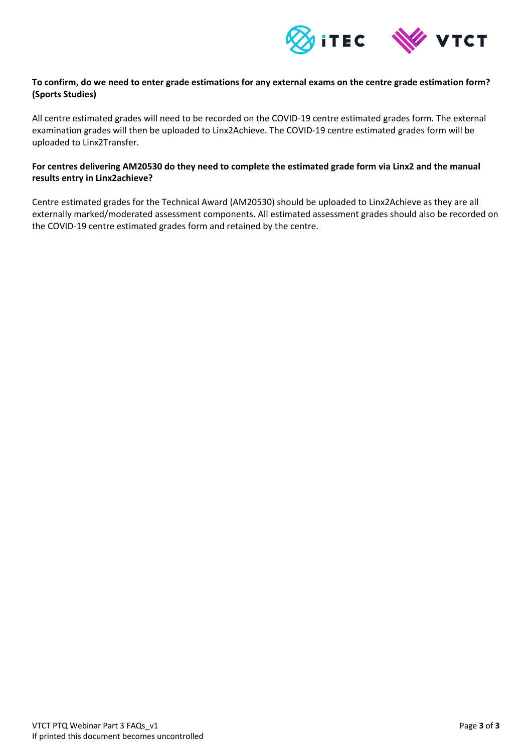**To confirm, do we need to enter grade estimations for any external exams on the centre grade estimation form? (Sports Studies)**

All centre estimated grades will need to be recorded on the COVID-19 centre estimated grades form. The external examination grades will then be uploaded to Linx2Achieve. The COVID-19 centre estimated grades form will be uploaded to Linx2Transfer.

**For centres delivering AM20530 do they need to complete the estimated grade form via Linx2 and the manual results entry in Linx2achieve?**

Centre estimated grades for the Technical Award (AM20530) should be uploaded to Linx2Achieve as they are all externally marked/moderated assessment components. All estimated assessment grades should also be recorded on the COVID-19 centre estimated grades form and retained by the centre.